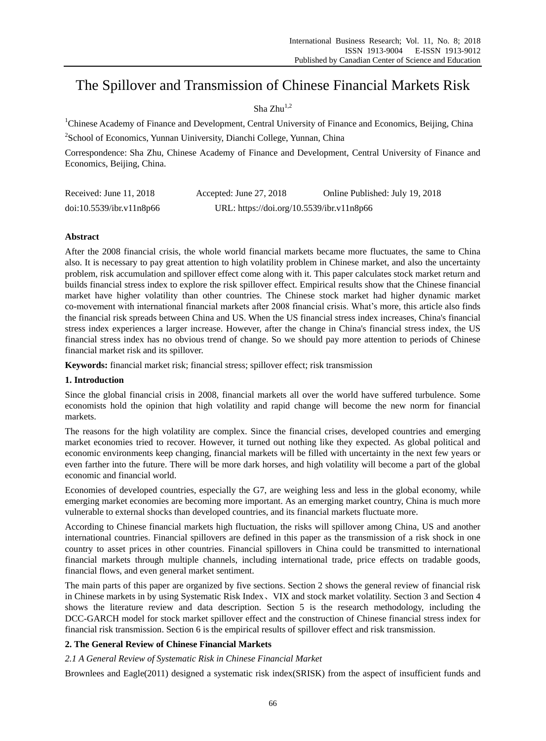# The Spillover and Transmission of Chinese Financial Markets Risk

Sha Zhu[1,2]

[1]Chinese Academy of Finance and Development, Central University of Finance and Economics, Beijing, China

[2]School of Economics, Yunnan Uiniversity, Dianchi College, Yunnan, China

Correspondence: Sha Zhu, Chinese Academy of Finance and Development, Central University of Finance and Economics, Beijing, China.

Received: June 11, 2018 Accepted: June 27, 2018 Online Published: July 19, 2018

doi:10.5539/ibr.v11n8p66 URL: https://doi.org/10.5539/ibr.v11n8p66

## Abstract

After the 2008 financial crisis, the whole world financial markets became more fluctuates, the same to China also. It is necessary to pay great attention to high volatility problem in Chinese market, and also the uncertainty problem, risk accumulation and spillover effect come along with it. This paper calculates stock market return and builds financial stress index to explore the risk spillover effect. Empirical results show that the Chinese financial market have higher volatility than other countries. The Chinese stock market had higher dynamic market co-movement with international financial markets after 2008 financial crisis. What's more, this article also finds the financial risk spreads between China and US. When the US financial stress index increases, China's financial stress index experiences a larger increase. However, after the change in China's financial stress index, the US financial stress index has no obvious trend of change. So we should pay more attention to periods of Chinese financial market risk and its spillover.

**Keywords:** financial market risk; financial stress; spillover effect; risk transmission

## 1. Introduction

Since the global financial crisis in 2008, financial markets all over the world have suffered turbulence. Some economists hold the opinion that high volatility and rapid change will become the new norm for financial markets.

The reasons for the high volatility are complex. Since the financial crises, developed countries and emerging market economies tried to recover. However, it turned out nothing like they expected. As global political and economic environments keep changing, financial markets will be filled with uncertainty in the next few years or even farther into the future. There will be more dark horses, and high volatility will become a part of the global economic and financial world.

Economies of developed countries, especially the G7, are weighing less and less in the global economy, while emerging market economies are becoming more important. As an emerging market country, China is much more vulnerable to external shocks than developed countries, and its financial markets fluctuate more.

According to Chinese financial markets high fluctuation, the risks will spillover among China, US and another international countries. Financial spillovers are defined in this paper as the transmission of a risk shock in one country to asset prices in other countries. Financial spillovers in China could be transmitted to international financial markets through multiple channels, including international trade, price effects on tradable goods, financial flows, and even general market sentiment.

The main parts of this paper are organized by five sections. Section 2 shows the general review of financial risk in Chinese markets in by using Systematic Risk Index、VIX and stock market volatility. Section 3 and Section 4 shows the literature review and data description. Section 5 is the research methodology, including the DCC-GARCH model for stock market spillover effect and the construction of Chinese financial stress index for financial risk transmission. Section 6 is the empirical results of spillover effect and risk transmission.

## 2. The General Review of Chinese Financial Markets

### *2.1 A General Review of Systematic Risk in Chinese Financial Market*

Brownlees and Eagle(2011) designed a systematic risk index(SRISK) from the aspect of insufficient funds and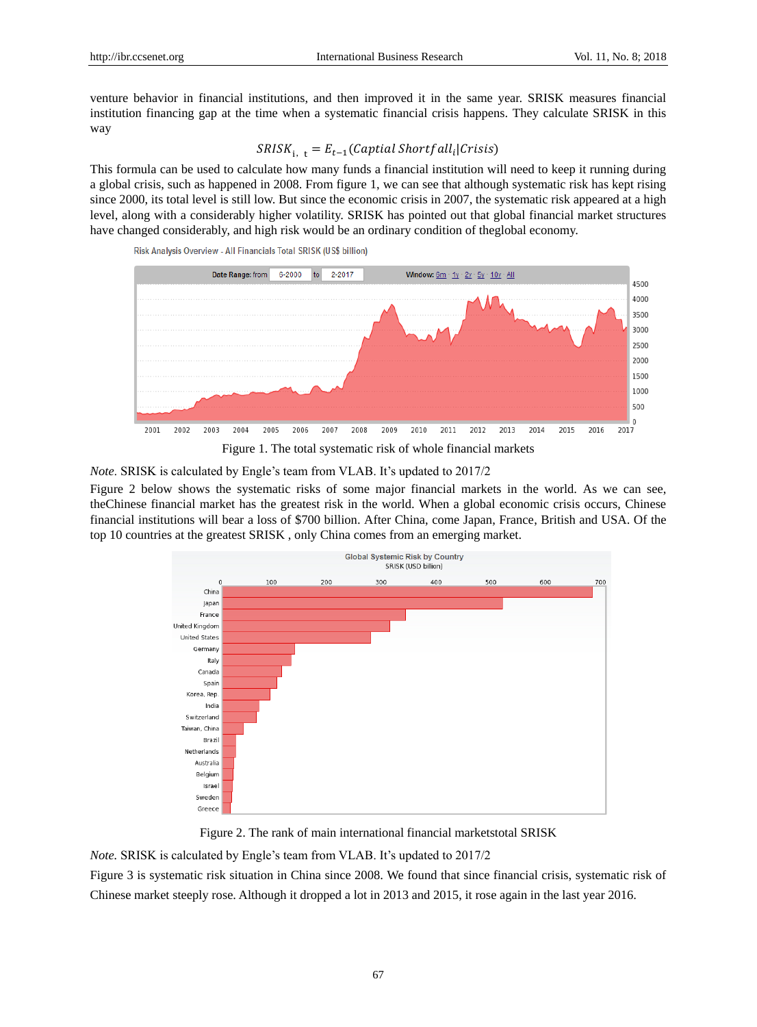venture behavior in financial institutions, and then improved it in the same year. SRISK measures financial institution financing gap at the time when a systematic financial crisis happens. They calculate SRISK in this way

$$SRISK_{i,\ t} = E_{t-1}(Captial\ Shortfall_i|Crisis)$$

This formula can be used to calculate how many funds a financial institution will need to keep it running during a global crisis, such as happened in 2008. From figure 1, we can see that although systematic risk has kept rising since 2000, its total level is still low. But since the economic crisis in 2007, the systematic risk appeared at a high level, along with a considerably higher volatility. SRISK has pointed out that global financial market structures have changed considerably, and high risk would be an ordinary condition of theglobal economy.

Figure 1. The total systematic risk of whole financial markets

*Note.* SRISK is calculated by Engle's team from VLAB. It's updated to 2017/2

Figure 2 below shows the systematic risks of some major financial markets in the world. As we can see, theChinese financial market has the greatest risk in the world. When a global economic crisis occurs, Chinese financial institutions will bear a loss of $700 billion. After China, come Japan, France, British and USA. Of the top 10 countries at the greatest SRISK , only China comes from an emerging market.

Figure 2. The rank of main international financial marketstotal SRISK

*Note.* SRISK is calculated by Engle's team from VLAB. It's updated to 2017/2

Figure 3 is systematic risk situation in China since 2008. We found that since financial crisis, systematic risk of Chinese market steeply rose. Although it dropped a lot in 2013 and 2015, it rose again in the last year 2016.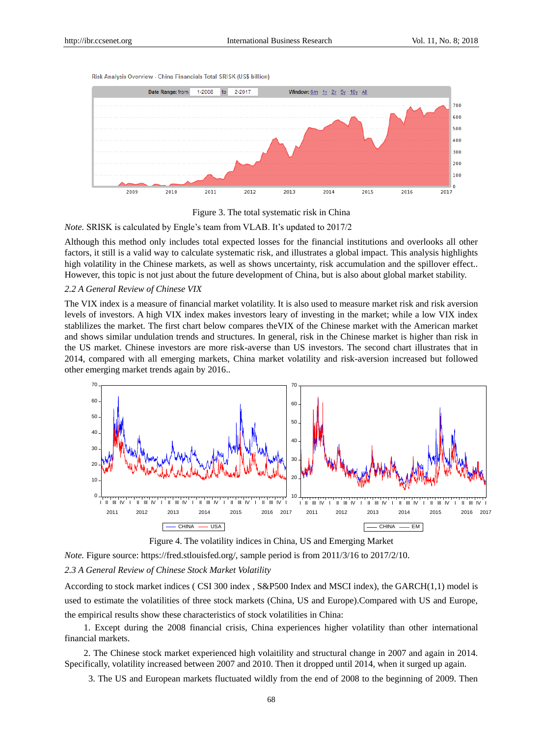Figure 3. The total systematic risk in China

*Note.* SRISK is calculated by Engle's team from VLAB. It's updated to 2017/2

Although this method only includes total expected losses for the financial institutions and overlooks all other factors, it still is a valid way to calculate systematic risk, and illustrates a global impact. This analysis highlights high volatility in the Chinese markets, as well as shows uncertainty, risk accumulation and the spillover effect.. However, this topic is not just about the future development of China, but is also about global market stability.

### *2.2 A General Review of Chinese VIX*

The VIX index is a measure of financial market volatility. It is also used to measure market risk and risk aversion levels of investors. A high VIX index makes investors leary of investing in the market; while a low VIX index stablilizes the market. The first chart below compares theVIX of the Chinese market with the American market and shows similar undulation trends and structures. In general, risk in the Chinese market is higher than risk in the US market. Chinese investors are more risk-averse than US investors. The second chart illustrates that in 2014, compared with all emerging markets, China market volatility and risk-aversion increased but followed other emerging market trends again by 2016..

Figure 4. The volatility indices in China, US and Emerging Market

*Note.* Figure source: https://fred.stlouisfed.org/, sample period is from 2011/3/16 to 2017/2/10.

### *2.3 A General Review of Chinese Stock Market Volatility*

According to stock market indices ( CSI 300 index , S&P500 Index and MSCI index), the GARCH(1,1) model is used to estimate the volatilities of three stock markets (China, US and Europe).Compared with US and Europe, the empirical results show these characteristics of stock volatilities in China:

1. Except during the 2008 financial crisis, China experiences higher volatility than other international financial markets.

2. The Chinese stock market experienced high volaitility and structural change in 2007 and again in 2014. Specifically, volatility increased between 2007 and 2010. Then it dropped until 2014, when it surged up again.

3. The US and European markets fluctuated wildly from the end of 2008 to the beginning of 2009. Then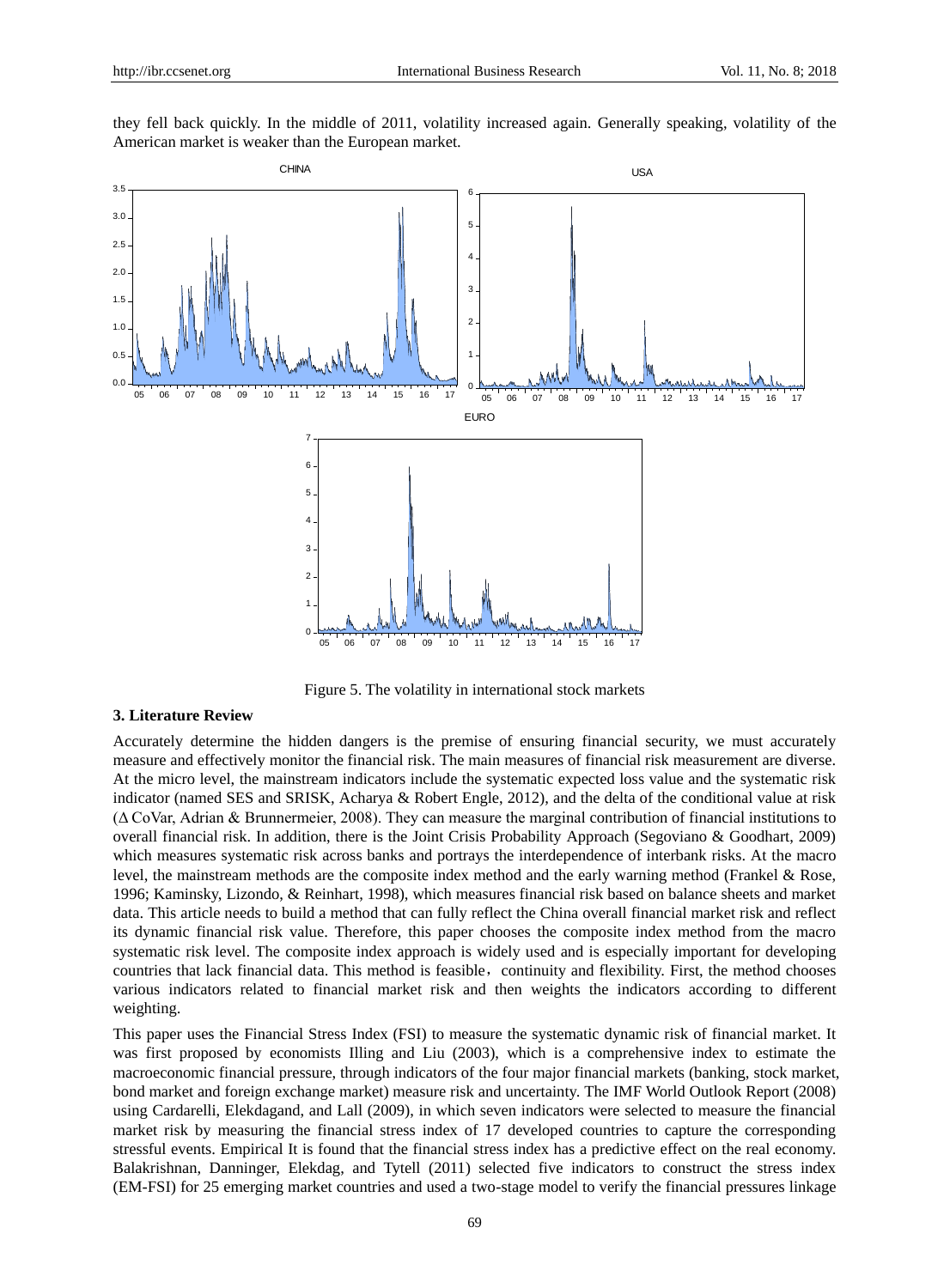they fell back quickly. In the middle of 2011, volatility increased again. Generally speaking, volatility of the American market is weaker than the European market.

Figure 5. The volatility in international stock markets

### 3. Literature Review

Accurately determine the hidden dangers is the premise of ensuring financial security, we must accurately measure and effectively monitor the financial risk. The main measures of financial risk measurement are diverse. At the micro level, the mainstream indicators include the systematic expected loss value and the systematic risk indicator (named SES and SRISK, Acharya & Robert Engle, 2012), and the delta of the conditional value at risk (Δ CoVar, Adrian & Brunnermeier, 2008). They can measure the marginal contribution of financial institutions to overall financial risk. In addition, there is the Joint Crisis Probability Approach (Segoviano & Goodhart, 2009) which measures systematic risk across banks and portrays the interdependence of interbank risks. At the macro level, the mainstream methods are the composite index method and the early warning method (Frankel & Rose, 1996; Kaminsky, Lizondo, & Reinhart, 1998), which measures financial risk based on balance sheets and market data. This article needs to build a method that can fully reflect the China overall financial market risk and reflect its dynamic financial risk value. Therefore, this paper chooses the composite index method from the macro systematic risk level. The composite index approach is widely used and is especially important for developing countries that lack financial data. This method is feasible，continuity and flexibility. First, the method chooses various indicators related to financial market risk and then weights the indicators according to different weighting.

This paper uses the Financial Stress Index (FSI) to measure the systematic dynamic risk of financial market. It was first proposed by economists Illing and Liu (2003), which is a comprehensive index to estimate the macroeconomic financial pressure, through indicators of the four major financial markets (banking, stock market, bond market and foreign exchange market) measure risk and uncertainty. The IMF World Outlook Report (2008) using Cardarelli, Elekdagand, and Lall (2009), in which seven indicators were selected to measure the financial market risk by measuring the financial stress index of 17 developed countries to capture the corresponding stressful events. Empirical It is found that the financial stress index has a predictive effect on the real economy. Balakrishnan, Danninger, Elekdag, and Tytell (2011) selected five indicators to construct the stress index (EM-FSI) for 25 emerging market countries and used a two-stage model to verify the financial pressures linkage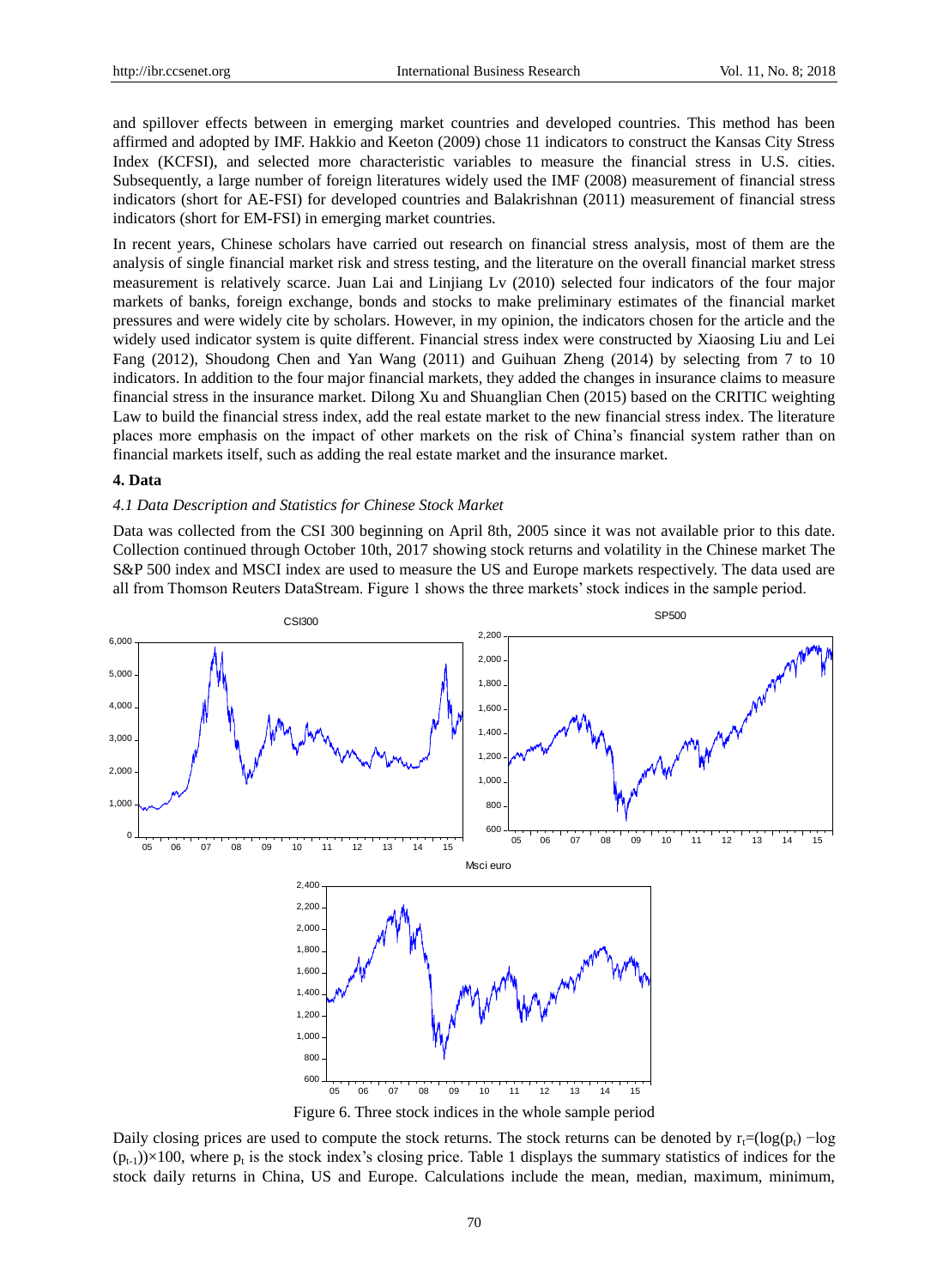and spillover effects between in emerging market countries and developed countries. This method has been affirmed and adopted by IMF. Hakkio and Keeton (2009) chose 11 indicators to construct the Kansas City Stress Index (KCFSI), and selected more characteristic variables to measure the financial stress in U.S. cities. Subsequently, a large number of foreign literatures widely used the IMF (2008) measurement of financial stress indicators (short for AE-FSI) for developed countries and Balakrishnan (2011) measurement of financial stress indicators (short for EM-FSI) in emerging market countries.

In recent years, Chinese scholars have carried out research on financial stress analysis, most of them are the analysis of single financial market risk and stress testing, and the literature on the overall financial market stress measurement is relatively scarce. Juan Lai and Linjiang Lv (2010) selected four indicators of the four major markets of banks, foreign exchange, bonds and stocks to make preliminary estimates of the financial market pressures and were widely cite by scholars. However, in my opinion, the indicators chosen for the article and the widely used indicator system is quite different. Financial stress index were constructed by Xiaosing Liu and Lei Fang (2012), Shoudong Chen and Yan Wang (2011) and Guihuan Zheng (2014) by selecting from 7 to 10 indicators. In addition to the four major financial markets, they added the changes in insurance claims to measure financial stress in the insurance market. Dilong Xu and Shuanglian Chen (2015) based on the CRITIC weighting Law to build the financial stress index, add the real estate market to the new financial stress index. The literature places more emphasis on the impact of other markets on the risk of China's financial system rather than on financial markets itself, such as adding the real estate market and the insurance market.

## 4. Data

### *4.1 Data Description and Statistics for Chinese Stock Market*

Data was collected from the CSI 300 beginning on April 8th, 2005 since it was not available prior to this date. Collection continued through October 10th, 2017 showing stock returns and volatility in the Chinese market The S&P 500 index and MSCI index are used to measure the US and Europe markets respectively. The data used are all from Thomson Reuters DataStream. Figure 1 shows the three markets' stock indices in the sample period.

Figure 6. Three stock indices in the whole sample period

Daily closing prices are used to compute the stock returns. The stock returns can be denoted by $r_t=(\log(p_t) - \log(p_{t-1}))\times 100$, where $p_t$ is the stock index's closing price. Table 1 displays the summary statistics of indices for the stock daily returns in China, US and Europe. Calculations include the mean, median, maximum, minimum,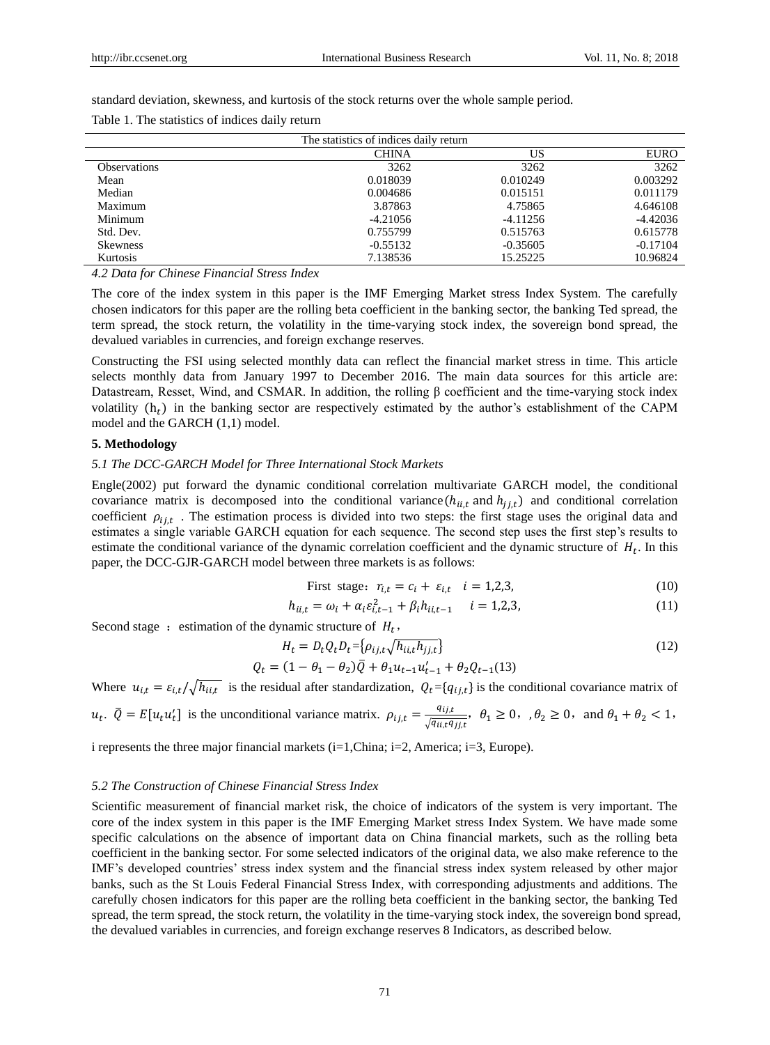standard deviation, skewness, and kurtosis of the stock returns over the whole sample period.

Table 1. The statistics of indices daily return

| The statistics of indices daily return | | | |
|---|---|---|---|
| | CHINA | US | EURO |
| Observations | 3262 | 3262 | 3262 |
| Mean | 0.018039 | 0.010249 | 0.003292 |
| Median | 0.004686 | 0.015151 | 0.011179 |
| Maximum | 3.87863 | 4.75865 | 4.646108 |
| Minimum | -4.21056 | -4.11256 | -4.42036 |
| Std. Dev. | 0.755799 | 0.515763 | 0.615778 |
| Skewness | -0.55132 | -0.35605 | -0.17104 |
| Kurtosis | 7.138536 | 15.25225 | 10.96824 |

### *4.2 Data for Chinese Financial Stress Index*

The core of the index system in this paper is the IMF Emerging Market stress Index System. The carefully chosen indicators for this paper are the rolling beta coefficient in the banking sector, the banking Ted spread, the term spread, the stock return, the volatility in the time-varying stock index, the sovereign bond spread, the devalued variables in currencies, and foreign exchange reserves.

Constructing the FSI using selected monthly data can reflect the financial market stress in time. This article selects monthly data from January 1997 to December 2016. The main data sources for this article are: Datastream, Resset, Wind, and CSMAR. In addition, the rolling β coefficient and the time-varying stock index volatility $(h_t)$ in the banking sector are respectively estimated by the author's establishment of the CAPM model and the GARCH (1,1) model.

## 5. Methodology

### *5.1 The DCC-GARCH Model for Three International Stock Markets*

Engle(2002) put forward the dynamic conditional correlation multivariate GARCH model, the conditional covariance matrix is decomposed into the conditional variance $(h_{ii,t}$ and $h_{jj,t})$ and conditional correlation coefficient $\rho_{ij,t}$ . The estimation process is divided into two steps: the first stage uses the original data and estimates a single variable GARCH equation for each sequence. The second step uses the first step's results to estimate the conditional variance of the dynamic correlation coefficient and the dynamic structure of $H_t$. In this paper, the DCC-GJR-GARCH model between three markets is as follows:

$$\text{First stage: } r_{i,t} = c_i + \varepsilon_{i,t} \quad i = 1,2,3, \tag{10}$$

$$h_{ii,t} = \omega_i + \alpha_i \varepsilon_{i,t-1}^2 + \beta_i h_{ii,t-1} \quad i = 1,2,3, \tag{11}$$

Second stage : estimation of the dynamic structure of $H_t$,

$$H_t = D_t Q_t D_t = \{\rho_{ij,t}\sqrt{h_{ii,t}h_{jj,t}}\} \tag{12}$$

$$Q_t = (1-\theta_1-\theta_2)\bar{Q} + \theta_1 u_{t-1}u'_{t-1} + \theta_2 Q_{t-1} \tag{13}$$

Where $u_{i,t} = \varepsilon_{i,t}/\sqrt{h_{ii,t}}$ is the residual after standardization, $Q_t=\{q_{ij,t}\}$ is the conditional covariance matrix of $u_t$. $\bar{Q} = E[u_t u'_t]$ is the unconditional variance matrix. $\rho_{ij,t} = \frac{q_{ij,t}}{\sqrt{q_{ii,t}q_{jj,t}}}$, $\theta_1 \geq 0$, $\theta_2 \geq 0$, and $\theta_1 + \theta_2 < 1$,

i represents the three major financial markets (i=1,China; i=2, America; i=3, Europe).

### *5.2 The Construction of Chinese Financial Stress Index*

Scientific measurement of financial market risk, the choice of indicators of the system is very important. The core of the index system in this paper is the IMF Emerging Market stress Index System. We have made some specific calculations on the absence of important data on China financial markets, such as the rolling beta coefficient in the banking sector. For some selected indicators of the original data, we also make reference to the IMF's developed countries' stress index system and the financial stress index system released by other major banks, such as the St Louis Federal Financial Stress Index, with corresponding adjustments and additions. The carefully chosen indicators for this paper are the rolling beta coefficient in the banking sector, the banking Ted spread, the term spread, the stock return, the volatility in the time-varying stock index, the sovereign bond spread, the devalued variables in currencies, and foreign exchange reserves 8 Indicators, as described below.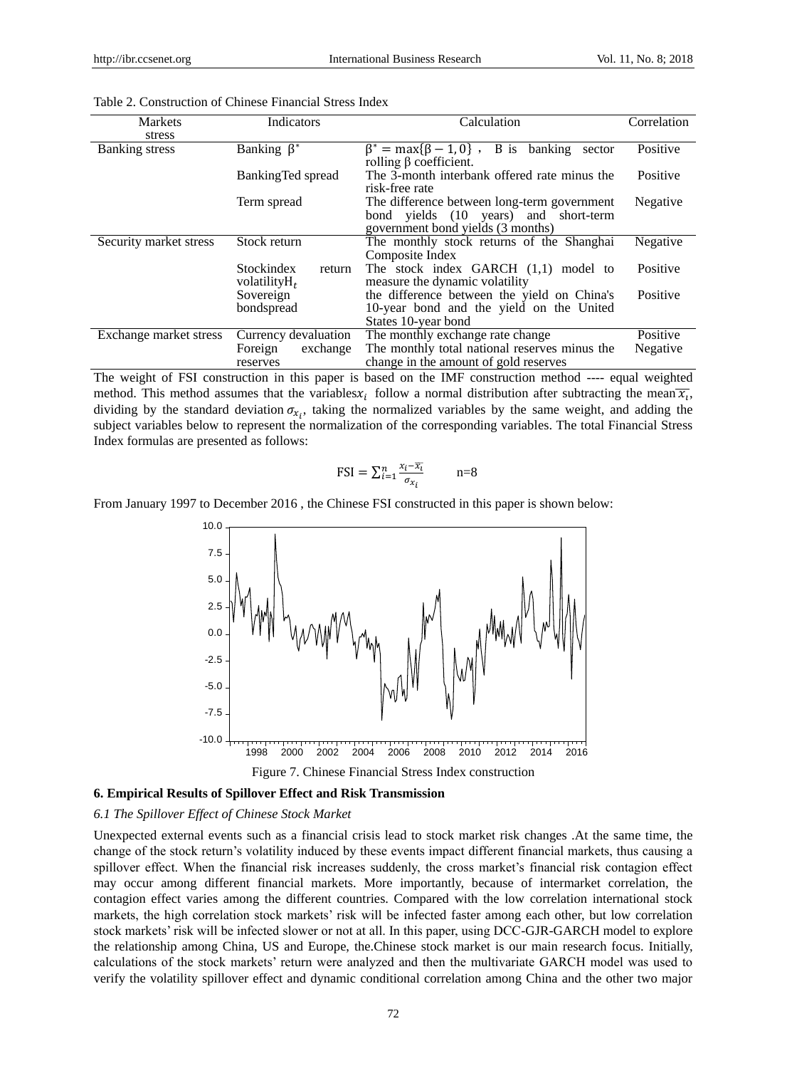Table 2. Construction of Chinese Financial Stress Index

| Markets stress | Indicators | Calculation | Correlation |
|---|---|---|---|
| Banking stress | Banking $\beta^*$ | $\beta^* = \max\{\beta - 1, 0\}$ , B is banking sector rolling β coefficient. | Positive |
| | BankingTed spread | The 3-month interbank offered rate minus the risk-free rate | Positive |
| | Term spread | The difference between long-term government bond yields (10 years) and short-term government bond yields (3 months) | Negative |
| Security market stress | Stock return | The monthly stock returns of the Shanghai Composite Index | Negative |
| | Stockindex return volatility$H_t$ | The stock index GARCH (1,1) model to measure the dynamic volatility | Positive |
| | Sovereign bondspread | the difference between the yield on China's 10-year bond and the yield on the United States 10-year bond | Positive |
| Exchange market stress | Currency devaluation | The monthly exchange rate change | Positive |
| | Foreign exchange reserves | The monthly total national reserves minus the change in the amount of gold reserves | Negative |

The weight of FSI construction in this paper is based on the IMF construction method ---- equal weighted method. This method assumes that the variables$x_i$ follow a normal distribution after subtracting the mean $\overline{x_i}$, dividing by the standard deviation $\sigma_{x_i}$, taking the normalized variables by the same weight, and adding the subject variables below to represent the normalization of the corresponding variables. The total Financial Stress Index formulas are presented as follows:

$$\text{FSI} = \sum_{i=1}^{n} \frac{x_i - \overline{x_i}}{\sigma_{x_i}} \qquad n=8$$

From January 1997 to December 2016 , the Chinese FSI constructed in this paper is shown below:

Figure 7. Chinese Financial Stress Index construction

## 6. Empirical Results of Spillover Effect and Risk Transmission

### *6.1 The Spillover Effect of Chinese Stock Market*

Unexpected external events such as a financial crisis lead to stock market risk changes .At the same time, the change of the stock return's volatility induced by these events impact different financial markets, thus causing a spillover effect. When the financial risk increases suddenly, the cross market's financial risk contagion effect may occur among different financial markets. More importantly, because of intermarket correlation, the contagion effect varies among the different countries. Compared with the low correlation international stock markets, the high correlation stock markets' risk will be infected faster among each other, but low correlation stock markets' risk will be infected slower or not at all. In this paper, using DCC-GJR-GARCH model to explore the relationship among China, US and Europe, the.Chinese stock market is our main research focus. Initially, calculations of the stock markets' return were analyzed and then the multivariate GARCH model was used to verify the volatility spillover effect and dynamic conditional correlation among China and the other two major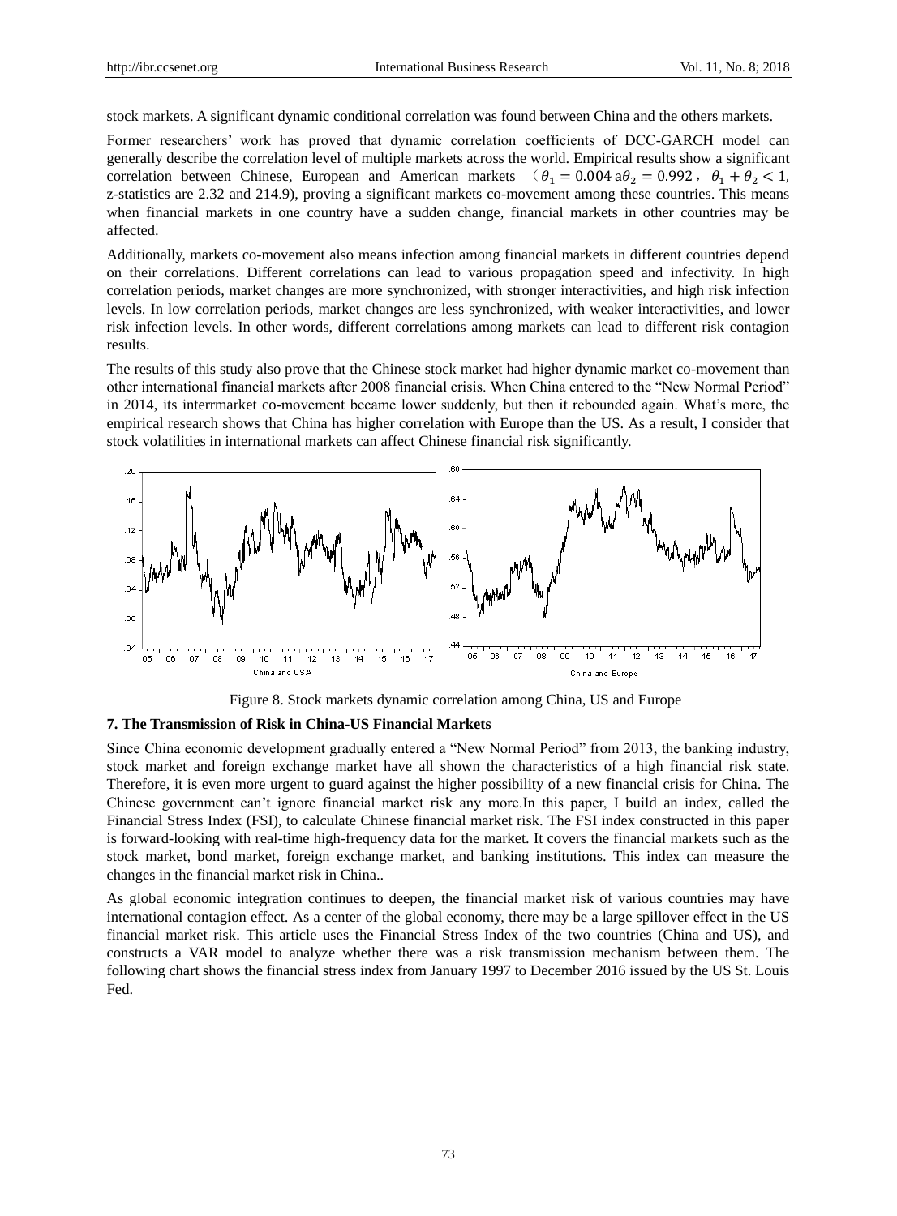stock markets. A significant dynamic conditional correlation was found between China and the others markets.

Former researchers' work has proved that dynamic correlation coefficients of DCC-GARCH model can generally describe the correlation level of multiple markets across the world. Empirical results show a significant correlation between Chinese, European and American markets （$\theta_1 = 0.004$ a$\theta_2 = 0.992$， $\theta_1 + \theta_2 < 1$, z-statistics are 2.32 and 214.9), proving a significant markets co-movement among these countries. This means when financial markets in one country have a sudden change, financial markets in other countries may be affected.

Additionally, markets co-movement also means infection among financial markets in different countries depend on their correlations. Different correlations can lead to various propagation speed and infectivity. In high correlation periods, market changes are more synchronized, with stronger interactivities, and high risk infection levels. In low correlation periods, market changes are less synchronized, with weaker interactivities, and lower risk infection levels. In other words, different correlations among markets can lead to different risk contagion results.

The results of this study also prove that the Chinese stock market had higher dynamic market co-movement than other international financial markets after 2008 financial crisis. When China entered to the "New Normal Period" in 2014, its interrmarket co-movement became lower suddenly, but then it rebounded again. What's more, the empirical research shows that China has higher correlation with Europe than the US. As a result, I consider that stock volatilities in international markets can affect Chinese financial risk significantly.

Figure 8. Stock markets dynamic correlation among China, US and Europe

## 7. The Transmission of Risk in China-US Financial Markets

Since China economic development gradually entered a "New Normal Period" from 2013, the banking industry, stock market and foreign exchange market have all shown the characteristics of a high financial risk state. Therefore, it is even more urgent to guard against the higher possibility of a new financial crisis for China. The Chinese government can't ignore financial market risk any more.In this paper, I build an index, called the Financial Stress Index (FSI), to calculate Chinese financial market risk. The FSI index constructed in this paper is forward-looking with real-time high-frequency data for the market. It covers the financial markets such as the stock market, bond market, foreign exchange market, and banking institutions. This index can measure the changes in the financial market risk in China..

As global economic integration continues to deepen, the financial market risk of various countries may have international contagion effect. As a center of the global economy, there may be a large spillover effect in the US financial market risk. This article uses the Financial Stress Index of the two countries (China and US), and constructs a VAR model to analyze whether there was a risk transmission mechanism between them. The following chart shows the financial stress index from January 1997 to December 2016 issued by the US St. Louis Fed.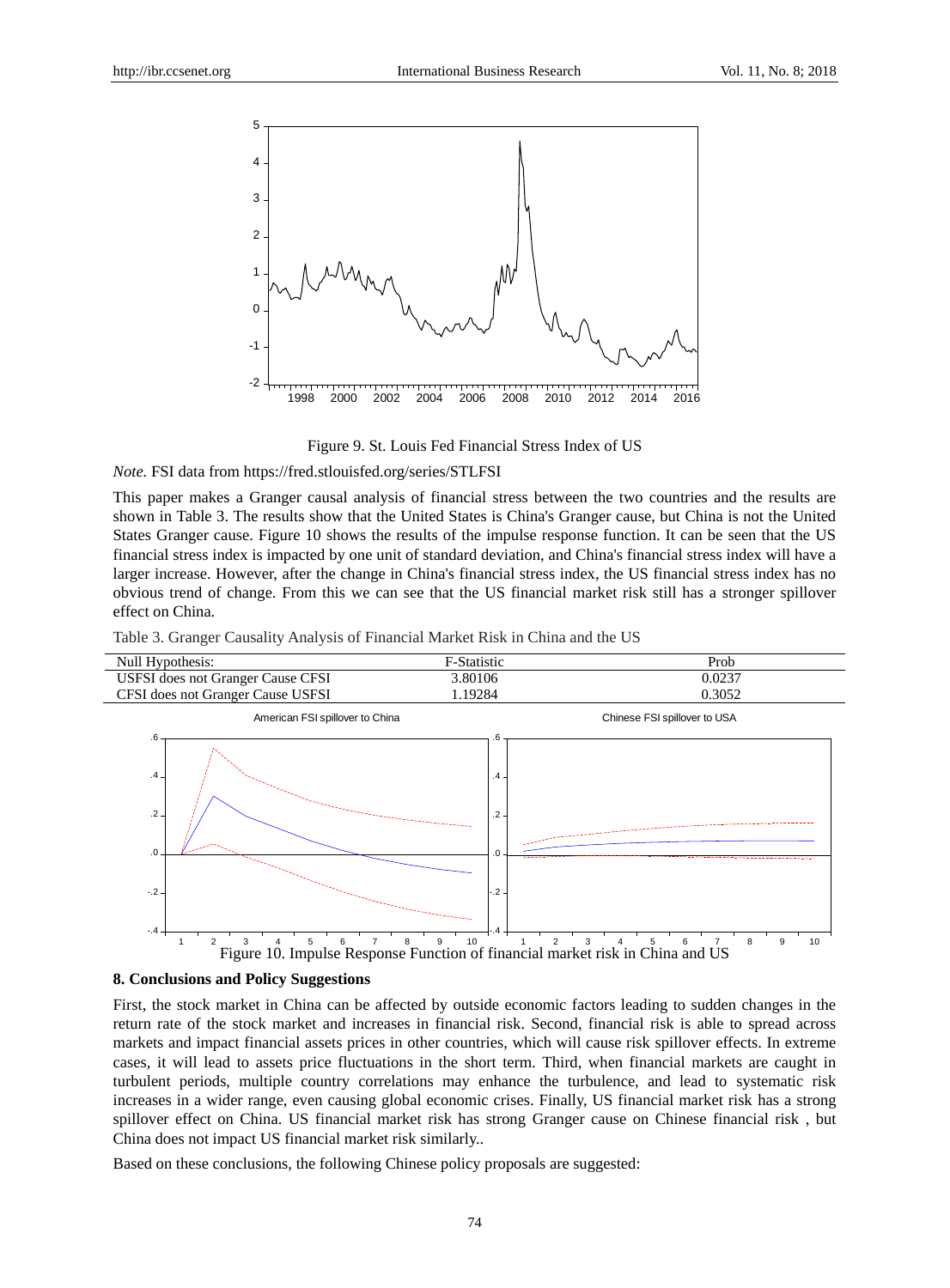Figure 9. St. Louis Fed Financial Stress Index of US

*Note.* FSI data from https://fred.stlouisfed.org/series/STLFSI

This paper makes a Granger causal analysis of financial stress between the two countries and the results are shown in Table 3. The results show that the United States is China's Granger cause, but China is not the United States Granger cause. Figure 10 shows the results of the impulse response function. It can be seen that the US financial stress index is impacted by one unit of standard deviation, and China's financial stress index will have a larger increase. However, after the change in China's financial stress index, the US financial stress index has no obvious trend of change. From this we can see that the US financial market risk still has a stronger spillover effect on China.

Table 3. Granger Causality Analysis of Financial Market Risk in China and the US

| Null Hypothesis: | F-Statistic | Prob |
|---|---|---|
| USFSI does not Granger Cause CFSI | 3.80106 | 0.0237 |
| CFSI does not Granger Cause USFSI | 1.19284 | 0.3052 |

Figure 10. Impulse Response Function of financial market risk in China and US

## 8. Conclusions and Policy Suggestions

First, the stock market in China can be affected by outside economic factors leading to sudden changes in the return rate of the stock market and increases in financial risk. Second, financial risk is able to spread across markets and impact financial assets prices in other countries, which will cause risk spillover effects. In extreme cases, it will lead to assets price fluctuations in the short term. Third, when financial markets are caught in turbulent periods, multiple country correlations may enhance the turbulence, and lead to systematic risk increases in a wider range, even causing global economic crises. Finally, US financial market risk has a strong spillover effect on China. US financial market risk has strong Granger cause on Chinese financial risk , but China does not impact US financial market risk similarly..

Based on these conclusions, the following Chinese policy proposals are suggested: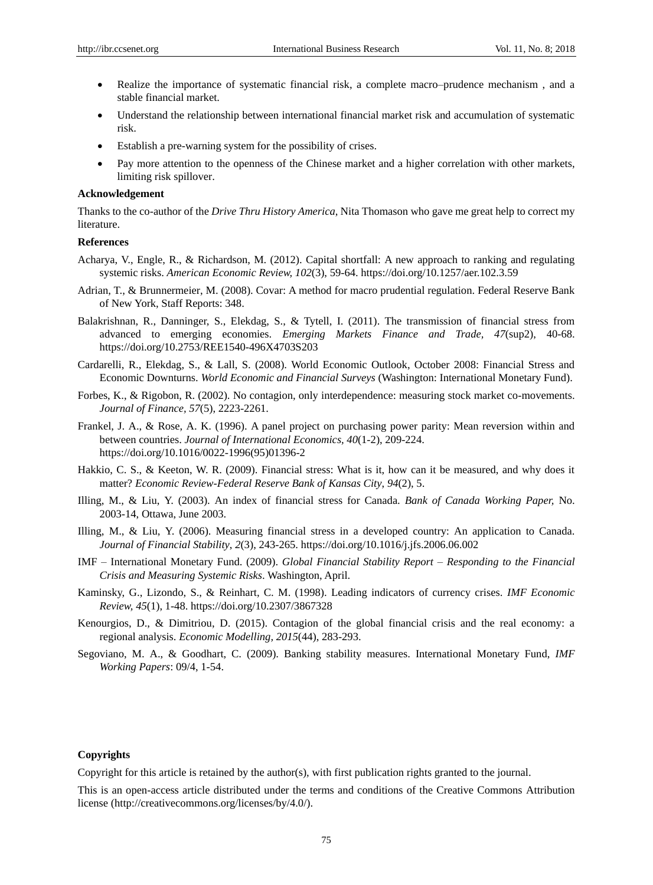- Realize the importance of systematic financial risk, a complete macro–prudence mechanism , and a stable financial market.
- Understand the relationship between international financial market risk and accumulation of systematic risk.
- Establish a pre-warning system for the possibility of crises.
- Pay more attention to the openness of the Chinese market and a higher correlation with other markets, limiting risk spillover.

**Acknowledgement**

Thanks to the co-author of the *Drive Thru History America*, Nita Thomason who gave me great help to correct my literature.

**References**

Acharya, V., Engle, R., & Richardson, M. (2012). Capital shortfall: A new approach to ranking and regulating systemic risks. *American Economic Review, 102*(3), 59-64. https://doi.org/10.1257/aer.102.3.59

Adrian, T., & Brunnermeier, M. (2008). Covar: A method for macro prudential regulation. Federal Reserve Bank of New York, Staff Reports: 348.

Balakrishnan, R., Danninger, S., Elekdag, S., & Tytell, I. (2011). The transmission of financial stress from advanced to emerging economies. *Emerging Markets Finance and Trade, 47*(sup2), 40-68. https://doi.org/10.2753/REE1540-496X4703S203

Cardarelli, R., Elekdag, S., & Lall, S. (2008). World Economic Outlook, October 2008: Financial Stress and Economic Downturns. *World Economic and Financial Surveys* (Washington: International Monetary Fund).

Forbes, K., & Rigobon, R. (2002). No contagion, only interdependence: measuring stock market co-movements. *Journal of Finance, 57*(5), 2223-2261.

Frankel, J. A., & Rose, A. K. (1996). A panel project on purchasing power parity: Mean reversion within and between countries. *Journal of International Economics, 40*(1-2), 209-224. https://doi.org/10.1016/0022-1996(95)01396-2

Hakkio, C. S., & Keeton, W. R. (2009). Financial stress: What is it, how can it be measured, and why does it matter? *Economic Review-Federal Reserve Bank of Kansas City, 94*(2), 5.

Illing, M., & Liu, Y. (2003). An index of financial stress for Canada. *Bank of Canada Working Paper,* No. 2003-14, Ottawa, June 2003.

Illing, M., & Liu, Y. (2006). Measuring financial stress in a developed country: An application to Canada. *Journal of Financial Stability, 2*(3), 243-265. https://doi.org/10.1016/j.jfs.2006.06.002

IMF – International Monetary Fund. (2009). *Global Financial Stability Report – Responding to the Financial Crisis and Measuring Systemic Risks*. Washington, April.

Kaminsky, G., Lizondo, S., & Reinhart, C. M. (1998). Leading indicators of currency crises. *IMF Economic Review, 45*(1), 1-48. https://doi.org/10.2307/3867328

Kenourgios, D., & Dimitriou, D. (2015). Contagion of the global financial crisis and the real economy: a regional analysis. *Economic Modelling, 2015*(44), 283-293.

Segoviano, M. A., & Goodhart, C. (2009). Banking stability measures. International Monetary Fund, *IMF Working Papers*: 09/4, 1-54.

**Copyrights**

Copyright for this article is retained by the author(s), with first publication rights granted to the journal.

This is an open-access article distributed under the terms and conditions of the Creative Commons Attribution license (http://creativecommons.org/licenses/by/4.0/).